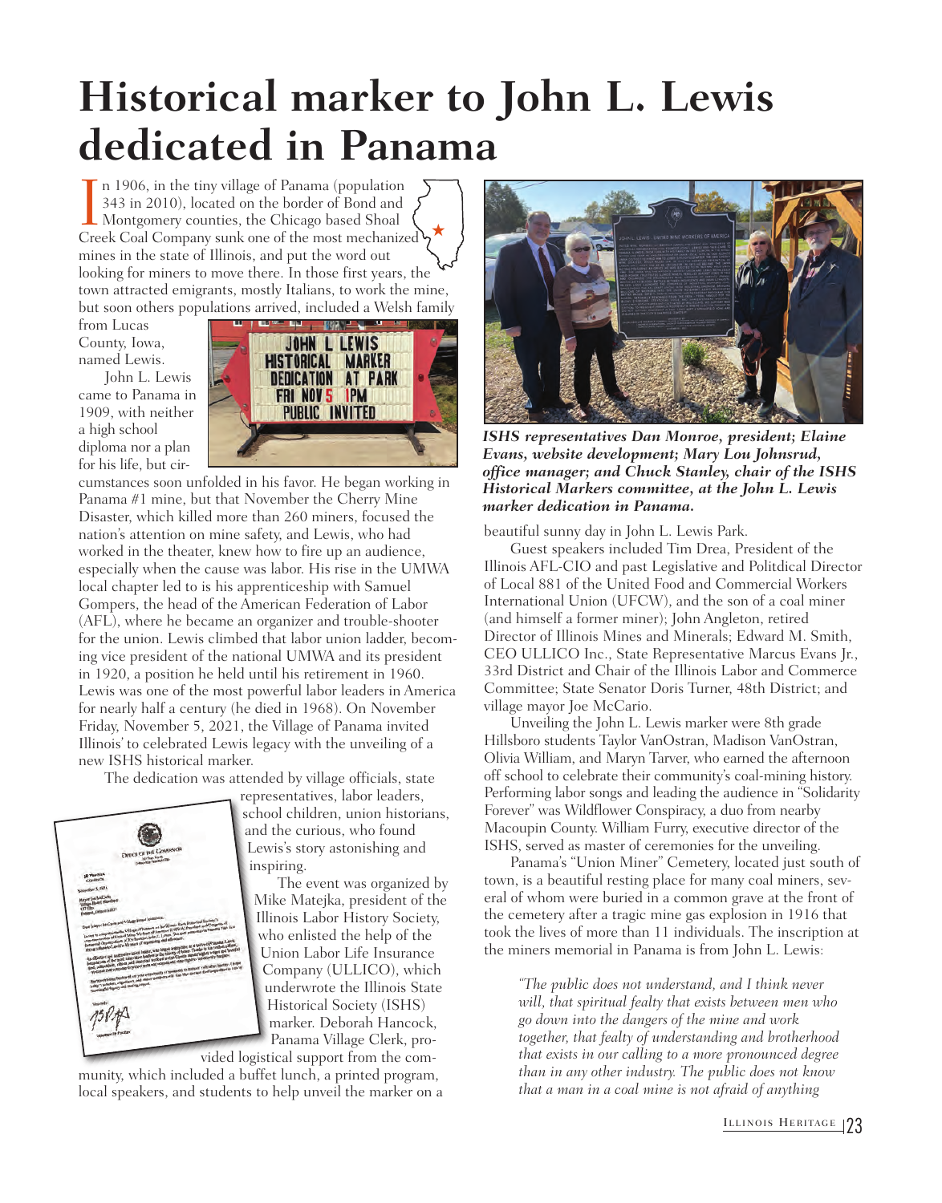# Historical marker to John L. Lewis dedicated in Panama

In 1906, in the tiny village of Panama (population 343 in 2010), located on the border of Bond and Montgomery counties, the Chicago based Shoal Creek Coal Company sunk one of the most mechanized mines in the state of Illinois, and put the word out looking for miners to move there. In those first years, the town attracted emigrants, mostly Italians, to work the mine, but soon others populations arrived, included a Welsh family from Lucas County, Iowa, named Lewis.

John L. Lewis came to Panama in 1909, with neither a high school diploma nor a plan for his life, but circumstances soon unfolded in his favor. He began working in Panama #1 mine, but that November the Cherry Mine Disaster, which killed more than 260 miners, focused the nation's attention on mine safety, and Lewis, who had worked in the theater, knew how to fire up an audience, especially when the cause was labor. His rise in the UMWA local chapter led to is his apprenticeship with Samuel Gompers, the head of the American Federation of Labor (AFL), where he became an organizer and trouble-shooter for the union. Lewis climbed that labor union ladder, becoming vice president of the national UMWA and its president in 1920, a position he held until his retirement in 1960. Lewis was one of the most powerful labor leaders in America for nearly half a century (he died in 1968). On November Friday, November 5, 2021, the Village of Panama invited Illinois' to celebrated Lewis legacy with the unveiling of a new ISHS historical marker.

The dedication was attended by village officials, state representatives, labor leaders, school children, union historians, and the curious, who found Lewis's story astonishing and inspiring.

The event was organized by Mike Matejka, president of the Illinois Labor History Society, who enlisted the help of the Union Labor Life Insurance Company (ULLICO), which underwrote the Illinois State Historical Society (ISHS) marker. Deborah Hancock, Panama Village Clerk, provided logistical support from the community, which included a buffet lunch, a printed program, local speakers, and students to help unveil the marker on a beautiful sunny day in John L. Lewis Park.

*ISHS representatives Dan Monroe, president; Elaine Evans, website development; Mary Lou Johnsrud, office manager; and Chuck Stanley, chair of the ISHS Historical Markers committee, at the John L. Lewis marker dedication in Panama.*

Guest speakers included Tim Drea, President of the Illinois AFL-CIO and past Legislative and Politdical Director of Local 881 of the United Food and Commercial Workers International Union (UFCW), and the son of a coal miner (and himself a former miner); John Angleton, retired Director of Illinois Mines and Minerals; Edward M. Smith, CEO ULLICO Inc., State Representative Marcus Evans Jr., 33rd District and Chair of the Illinois Labor and Commerce Committee; State Senator Doris Turner, 48th District; and village mayor Joe McCario.

Unveiling the John L. Lewis marker were 8th grade Hillsboro students Taylor VanOstran, Madison VanOstran, Olivia William, and Maryn Tarver, who earned the afternoon off school to celebrate their community's coal-mining history. Performing labor songs and leading the audience in "Solidarity Forever" was Wildflower Conspiracy, a duo from nearby Macoupin County. William Furry, executive director of the ISHS, served as master of ceremonies for the unveiling.

Panama's "Union Miner" Cemetery, located just south of town, is a beautiful resting place for many coal miners, several of whom were buried in a common grave at the front of the cemetery after a tragic mine gas explosion in 1916 that took the lives of more than 11 individuals. The inscription at the miners memorial in Panama is from John L. Lewis:

> *"The public does not understand, and I think never will, that spiritual fealty that exists between men who go down into the dangers of the mine and work together, that fealty of understanding and brotherhood that exists in our calling to a more pronounced degree than in any other industry. The public does not know that a man in a coal mine is not afraid of anything*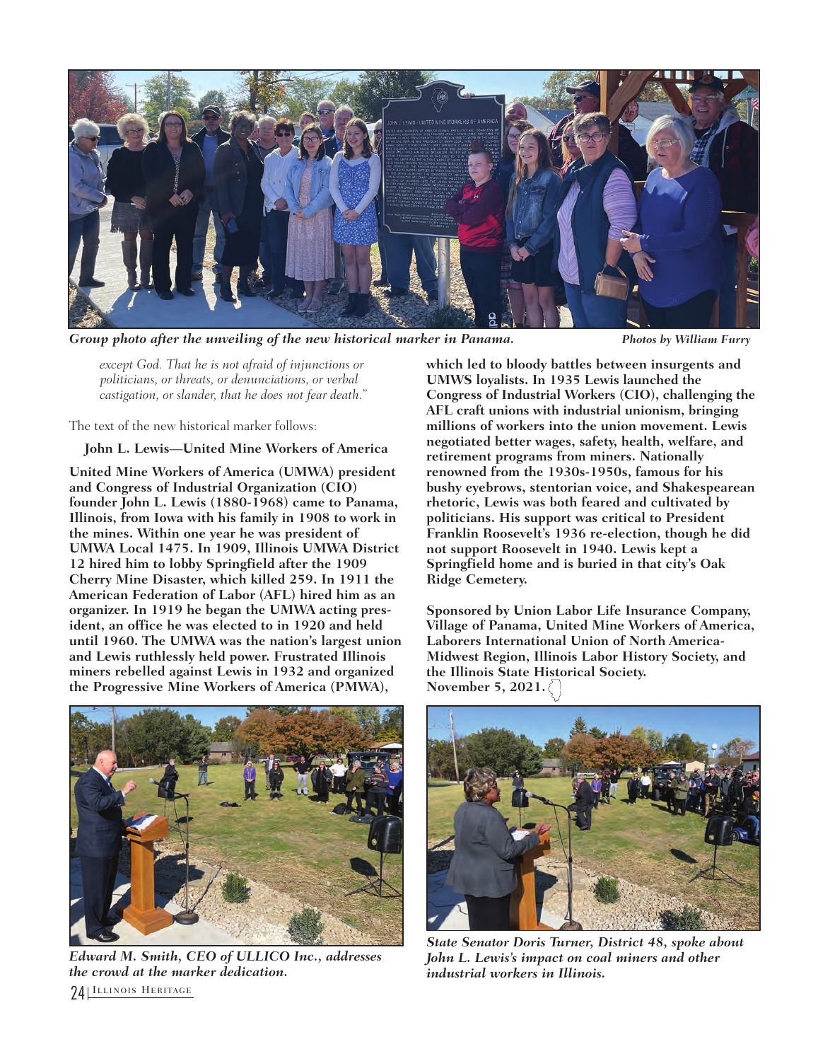*Group photo after the unveiling of the new historical marker in Panama.* ***Photos by William Furry***

*except God. That he is not afraid of injunctions or politicians, or threats, or denunciations, or verbal castigation, or slander, that he does not fear death."*

The text of the new historical marker follows:

**John L. Lewis—United Mine Workers of America**

**United Mine Workers of America (UMWA) president and Congress of Industrial Organization (CIO) founder John L. Lewis (1880-1968) came to Panama, Illinois, from Iowa with his family in 1908 to work in the mines. Within one year he was president of UMWA Local 1475. In 1909, Illinois UMWA District 12 hired him to lobby Springfield after the 1909 Cherry Mine Disaster, which killed 259. In 1911 the American Federation of Labor (AFL) hired him as an organizer. In 1919 he began the UMWA acting president, an office he was elected to in 1920 and held until 1960. The UMWA was the nation's largest union and Lewis ruthlessly held power. Frustrated Illinois miners rebelled against Lewis in 1932 and organized the Progressive Mine Workers of America (PMWA), which led to bloody battles between insurgents and UMWS loyalists. In 1935 Lewis launched the Congress of Industrial Workers (CIO), challenging the AFL craft unions with industrial unionism, bringing millions of workers into the union movement. Lewis negotiated better wages, safety, health, welfare, and retirement programs from miners. Nationally renowned from the 1930s-1950s, famous for his bushy eyebrows, stentorian voice, and Shakespearean rhetoric, Lewis was both feared and cultivated by politicians. His support was critical to President Franklin Roosevelt's 1936 re-election, though he did not support Roosevelt in 1940. Lewis kept a Springfield home and is buried in that city's Oak Ridge Cemetery.**

**Sponsored by Union Labor Life Insurance Company, Village of Panama, United Mine Workers of America, Laborers International Union of North America-Midwest Region, Illinois Labor History Society, and the Illinois State Historical Society. November 5, 2021.**

*Edward M. Smith, CEO of ULLICO Inc., addresses the crowd at the marker dedication.*

*State Senator Doris Turner, District 48, spoke about John L. Lewis's impact on coal miners and other industrial workers in Illinois.*